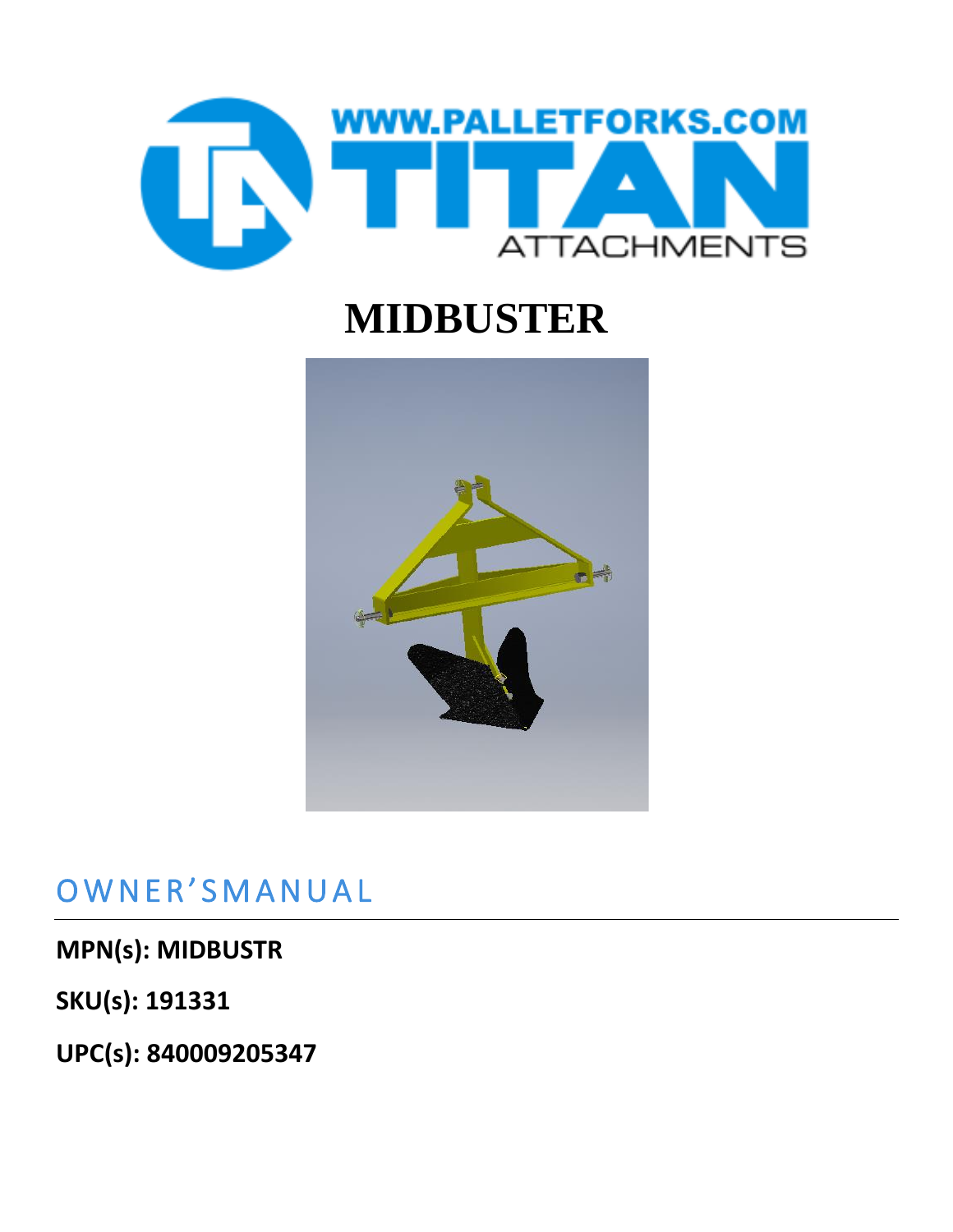WWW.PALLETFORKS.COM

TITAN

ATTACHMENTS

# MIDBUSTER

## OWNER'SMANUAL

**MPN(s): MIDBUSTR**

**SKU(s): 191331**

**UPC(s): 840009205347**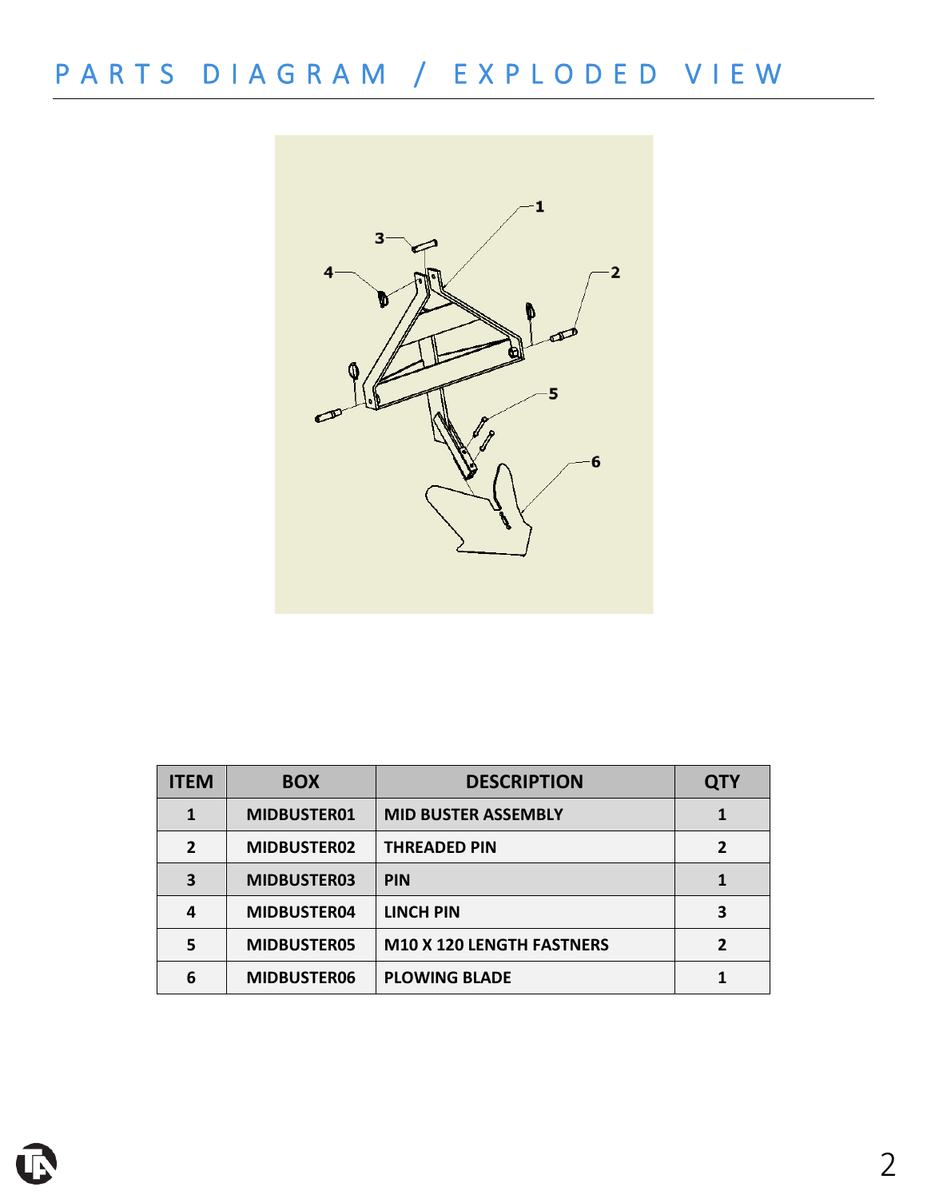# PARTS DIAGRAM / EXPLODED VIEW

| ITEM | BOX | DESCRIPTION | QTY |
|---|---|---|---|
| 1 | MIDBUSTER01 | MID BUSTER ASSEMBLY | 1 |
| 2 | MIDBUSTER02 | THREADED PIN | 2 |
| 3 | MIDBUSTER03 | PIN | 1 |
| 4 | MIDBUSTER04 | LINCH PIN | 3 |
| 5 | MIDBUSTER05 | M10 X 120 LENGTH FASTNERS | 2 |
| 6 | MIDBUSTER06 | PLOWING BLADE | 1 |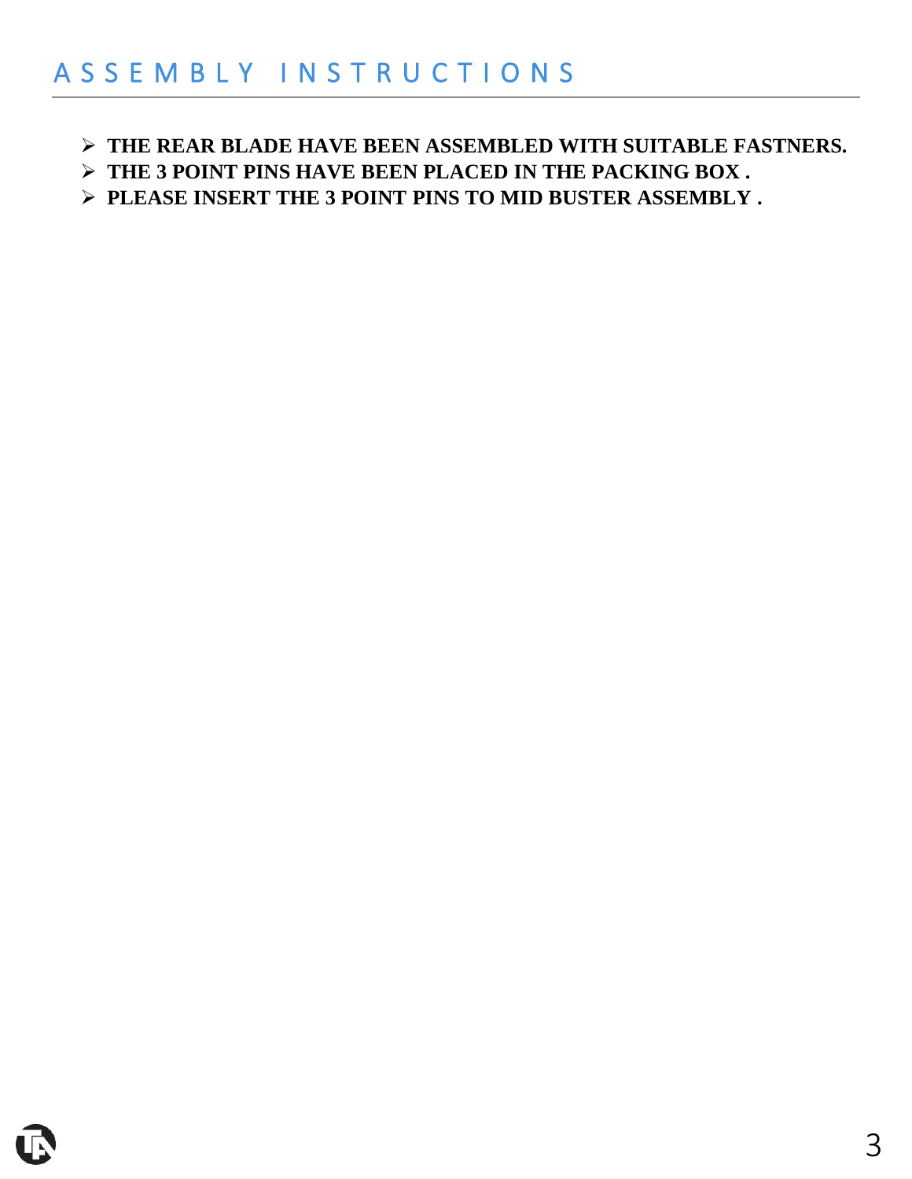# A S S E M B L Y   I N S T R U C T I O N S

- **THE REAR BLADE HAVE BEEN ASSEMBLED WITH SUITABLE FASTNERS.**
- **THE 3 POINT PINS HAVE BEEN PLACED IN THE PACKING BOX .**
- **PLEASE INSERT THE 3 POINT PINS TO MID BUSTER ASSEMBLY .**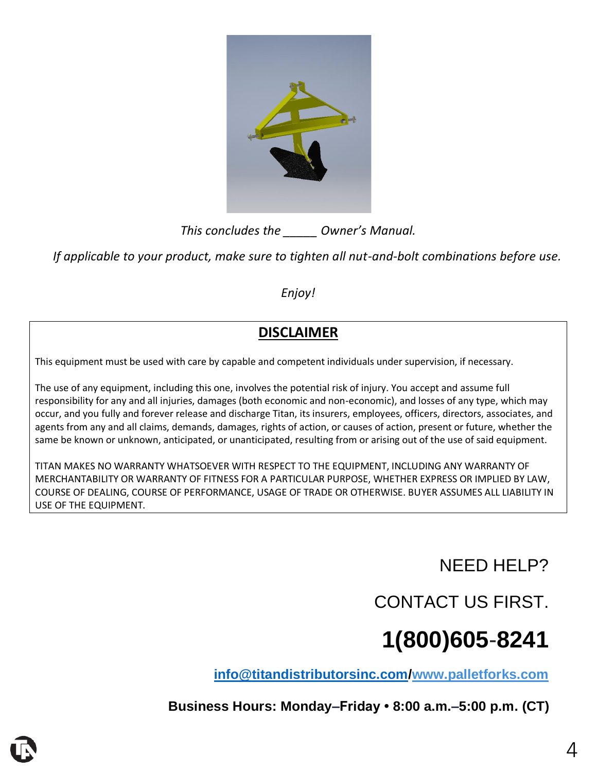*This concludes the _____ Owner's Manual.*

*If applicable to your product, make sure to tighten all nut-and-bolt combinations before use.*

*Enjoy!*

## DISCLAIMER

This equipment must be used with care by capable and competent individuals under supervision, if necessary.

The use of any equipment, including this one, involves the potential risk of injury. You accept and assume full responsibility for any and all injuries, damages (both economic and non-economic), and losses of any type, which may occur, and you fully and forever release and discharge Titan, its insurers, employees, officers, directors, associates, and agents from any and all claims, demands, damages, rights of action, or causes of action, present or future, whether the same be known or unknown, anticipated, or unanticipated, resulting from or arising out of the use of said equipment.

TITAN MAKES NO WARRANTY WHATSOEVER WITH RESPECT TO THE EQUIPMENT, INCLUDING ANY WARRANTY OF MERCHANTABILITY OR WARRANTY OF FITNESS FOR A PARTICULAR PURPOSE, WHETHER EXPRESS OR IMPLIED BY LAW, COURSE OF DEALING, COURSE OF PERFORMANCE, USAGE OF TRADE OR OTHERWISE. BUYER ASSUMES ALL LIABILITY IN USE OF THE EQUIPMENT.

NEED HELP?

CONTACT US FIRST.

**1(800)605-8241**

**info@titandistributorsinc.com/www.palletforks.com**

**Business Hours: Monday–Friday • 8:00 a.m.–5:00 p.m. (CT)**